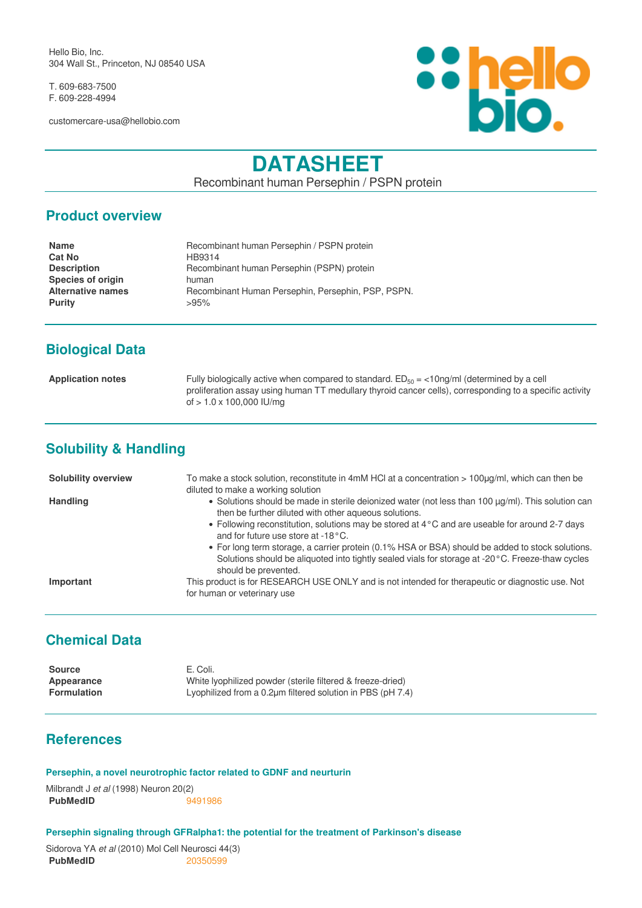Hello Bio, Inc.
304 Wall St., Princeton, NJ 08540 USA

T. 609-683-7500
F. 609-228-4994

customercare-usa@hellobio.com

# DATASHEET

Recombinant human Persephin / PSPN protein

## Product overview

| | |
|---|---|
| **Name** | Recombinant human Persephin / PSPN protein |
| **Cat No** | HB9314 |
| **Description** | Recombinant human Persephin (PSPN) protein |
| **Species of origin** | human |
| **Alternative names** | Recombinant Human Persephin, Persephin, PSP, PSPN. |
| **Purity** | >95% |

## Biological Data

**Application notes**

Fully biologically active when compared to standard. $ED_{50}$ = <10ng/ml (determined by a cell proliferation assay using human TT medullary thyroid cancer cells), corresponding to a specific activity of > 1.0 x 100,000 IU/mg

## Solubility & Handling

**Solubility overview**

To make a stock solution, reconstitute in 4mM HCl at a concentration > 100µg/ml, which can then be diluted to make a working solution

**Handling**

- Solutions should be made in sterile deionized water (not less than 100 µg/ml). This solution can then be further diluted with other aqueous solutions.
- Following reconstitution, solutions may be stored at 4°C and are useable for around 2-7 days and for future use store at -18°C.
- For long term storage, a carrier protein (0.1% HSA or BSA) should be added to stock solutions. Solutions should be aliquoted into tightly sealed vials for storage at -20°C. Freeze-thaw cycles should be prevented.

**Important**

This product is for RESEARCH USE ONLY and is not intended for therapeutic or diagnostic use. Not for human or veterinary use

## Chemical Data

| | |
|---|---|
| **Source** | E. Coli. |
| **Appearance** | White lyophilized powder (sterile filtered & freeze-dried) |
| **Formulation** | Lyophilized from a 0.2µm filtered solution in PBS (pH 7.4) |

## References

**Persephin, a novel neurotrophic factor related to GDNF and neurturin**

Milbrandt J *et al* (1998) Neuron 20(2)
**PubMedID** 9491986

**Persephin signaling through GFRalpha1: the potential for the treatment of Parkinson's disease**

Sidorova YA *et al* (2010) Mol Cell Neurosci 44(3)
**PubMedID** 20350599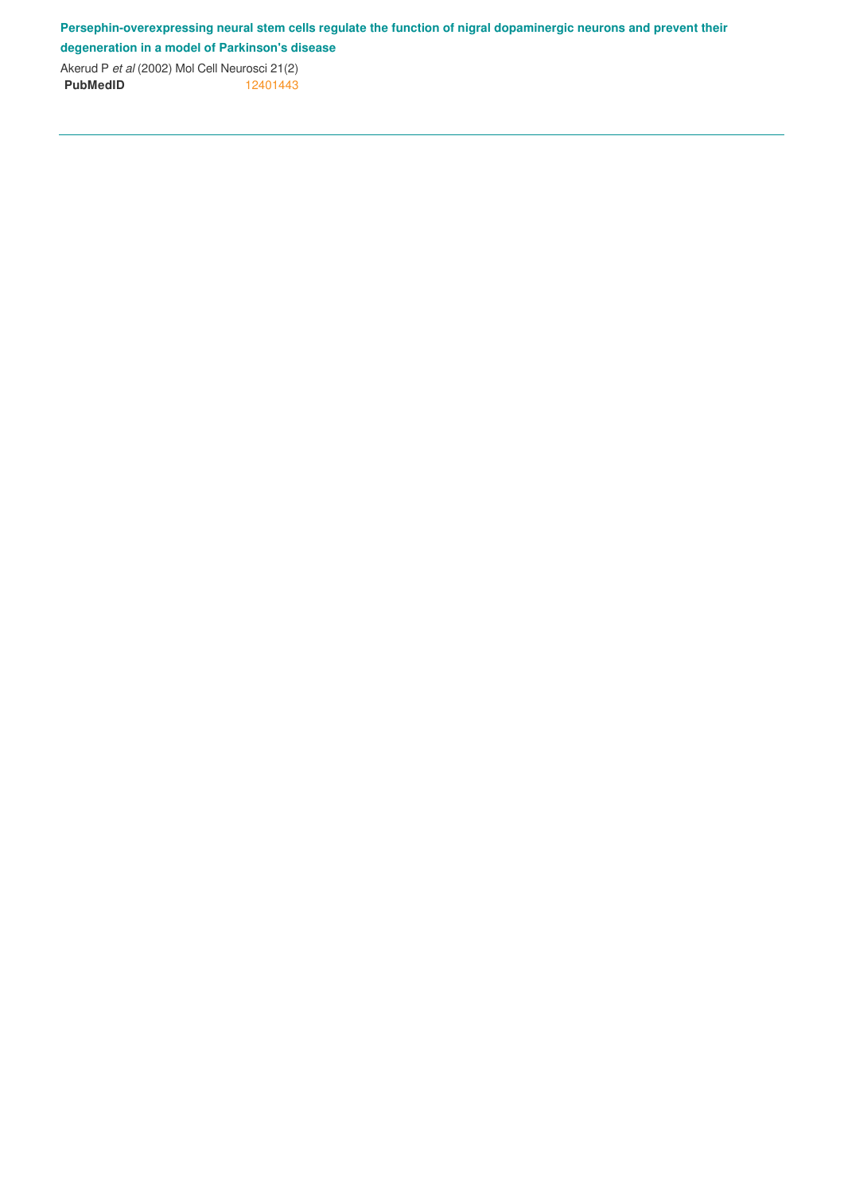**Persephin-overexpressing neural stem cells regulate the function of nigral dopaminergic neurons and prevent their degeneration in a model of Parkinson's disease**

Akerud P *et al* (2002) Mol Cell Neurosci 21(2)

**PubMedID** 12401443

---